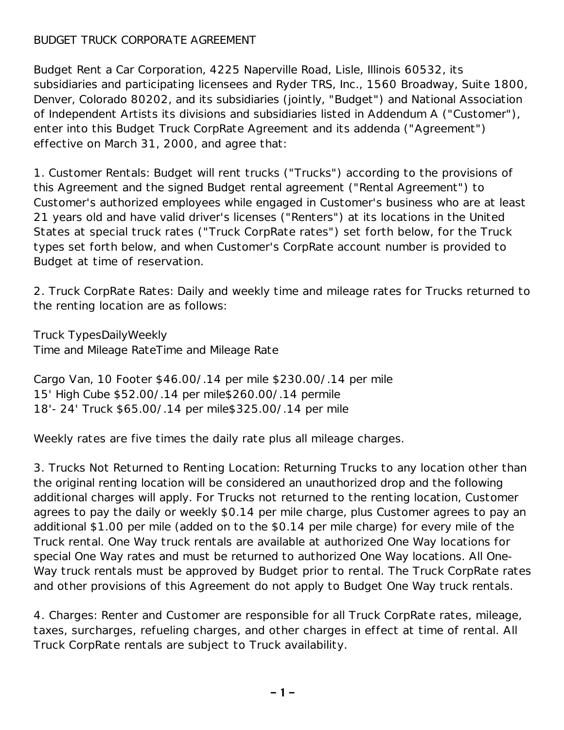# BUDGET TRUCK CORPORATE AGREEMENT

Budget Rent a Car Corporation, 4225 Naperville Road, Lisle, Illinois 60532, its subsidiaries and participating licensees and Ryder TRS, Inc., 1560 Broadway, Suite 1800, Denver, Colorado 80202, and its subsidiaries (jointly, "Budget") and National Association of Independent Artists its divisions and subsidiaries listed in Addendum A ("Customer"), enter into this Budget Truck CorpRate Agreement and its addenda ("Agreement") effective on March 31, 2000, and agree that:

1. Customer Rentals: Budget will rent trucks ("Trucks") according to the provisions of this Agreement and the signed Budget rental agreement ("Rental Agreement") to Customer's authorized employees while engaged in Customer's business who are at least 21 years old and have valid driver's licenses ("Renters") at its locations in the United States at special truck rates ("Truck CorpRate rates") set forth below, for the Truck types set forth below, and when Customer's CorpRate account number is provided to Budget at time of reservation.

2. Truck CorpRate Rates: Daily and weekly time and mileage rates for Trucks returned to the renting location are as follows:

| Truck Types | Daily Time and Mileage Rate | Weekly Time and Mileage Rate |
|---|---|---|
| Cargo Van, 10 Footer | $46.00/.14 per mile | $230.00/.14 per mile |
| 15' High Cube | $52.00/.14 per mile | $260.00/.14 permile |
| 18'- 24' Truck | $65.00/.14 per mile | $325.00/.14 per mile |

Weekly rates are five times the daily rate plus all mileage charges.

3. Trucks Not Returned to Renting Location: Returning Trucks to any location other than the original renting location will be considered an unauthorized drop and the following additional charges will apply. For Trucks not returned to the renting location, Customer agrees to pay the daily or weekly $0.14 per mile charge, plus Customer agrees to pay an additional $1.00 per mile (added on to the $0.14 per mile charge) for every mile of the Truck rental. One Way truck rentals are available at authorized One Way locations for special One Way rates and must be returned to authorized One Way locations. All One-Way truck rentals must be approved by Budget prior to rental. The Truck CorpRate rates and other provisions of this Agreement do not apply to Budget One Way truck rentals.

4. Charges: Renter and Customer are responsible for all Truck CorpRate rates, mileage, taxes, surcharges, refueling charges, and other charges in effect at time of rental. All Truck CorpRate rentals are subject to Truck availability.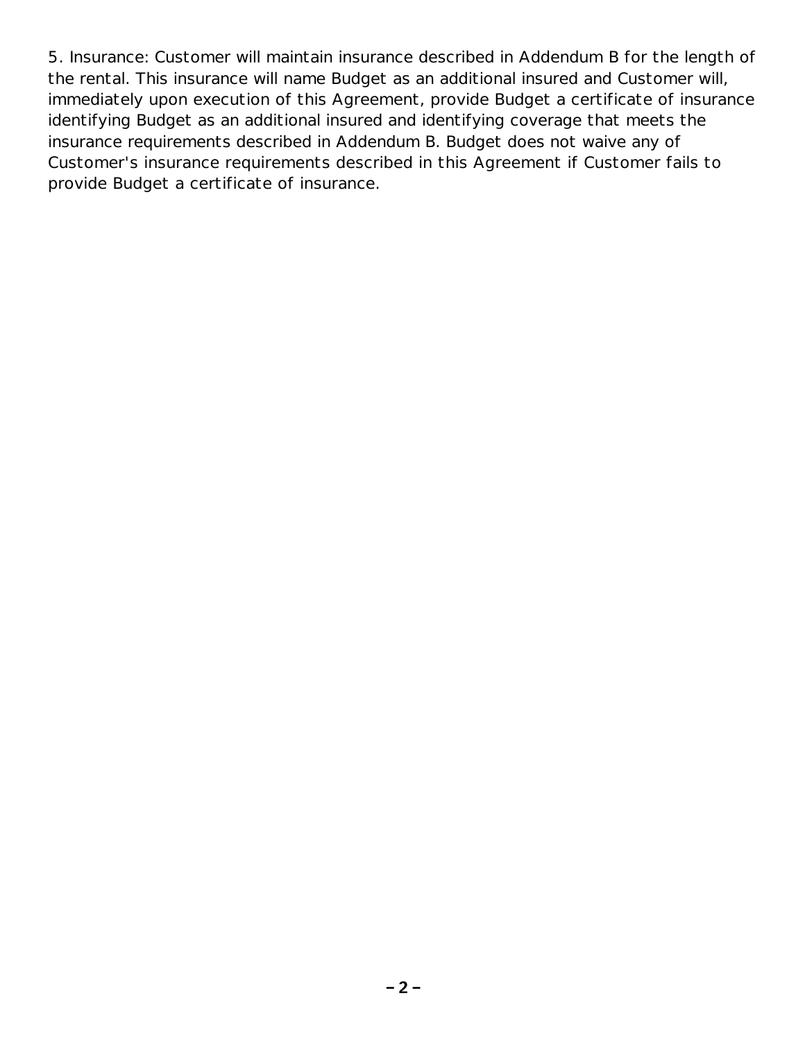5. Insurance: Customer will maintain insurance described in Addendum B for the length of the rental. This insurance will name Budget as an additional insured and Customer will, immediately upon execution of this Agreement, provide Budget a certificate of insurance identifying Budget as an additional insured and identifying coverage that meets the insurance requirements described in Addendum B. Budget does not waive any of Customer's insurance requirements described in this Agreement if Customer fails to provide Budget a certificate of insurance.